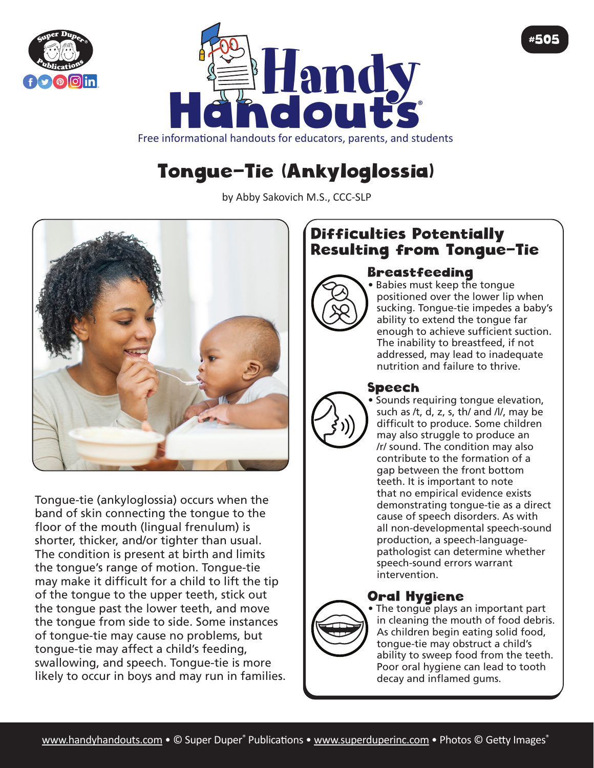# Tongue-Tie (Ankyloglossia)

by Abby Sakovich M.S., CCC-SLP

Tongue-tie (ankyloglossia) occurs when the band of skin connecting the tongue to the floor of the mouth (lingual frenulum) is shorter, thicker, and/or tighter than usual. The condition is present at birth and limits the tongue's range of motion. Tongue-tie may make it difficult for a child to lift the tip of the tongue to the upper teeth, stick out the tongue past the lower teeth, and move the tongue from side to side. Some instances of tongue-tie may cause no problems, but tongue-tie may affect a child's feeding, swallowing, and speech. Tongue-tie is more likely to occur in boys and may run in families.

## Difficulties Potentially Resulting from Tongue-Tie

### Breastfeeding

- Babies must keep the tongue positioned over the lower lip when sucking. Tongue-tie impedes a baby's ability to extend the tongue far enough to achieve sufficient suction. The inability to breastfeed, if not addressed, may lead to inadequate nutrition and failure to thrive.

### Speech

- Sounds requiring tongue elevation, such as /t, d, z, s, th/ and /l/, may be difficult to produce. Some children may also struggle to produce an /r/ sound. The condition may also contribute to the formation of a gap between the front bottom teeth. It is important to note that no empirical evidence exists demonstrating tongue-tie as a direct cause of speech disorders. As with all non-developmental speech-sound production, a speech-language-pathologist can determine whether speech-sound errors warrant intervention.

### Oral Hygiene

- The tongue plays an important part in cleaning the mouth of food debris. As children begin eating solid food, tongue-tie may obstruct a child's ability to sweep food from the teeth. Poor oral hygiene can lead to tooth decay and inflamed gums.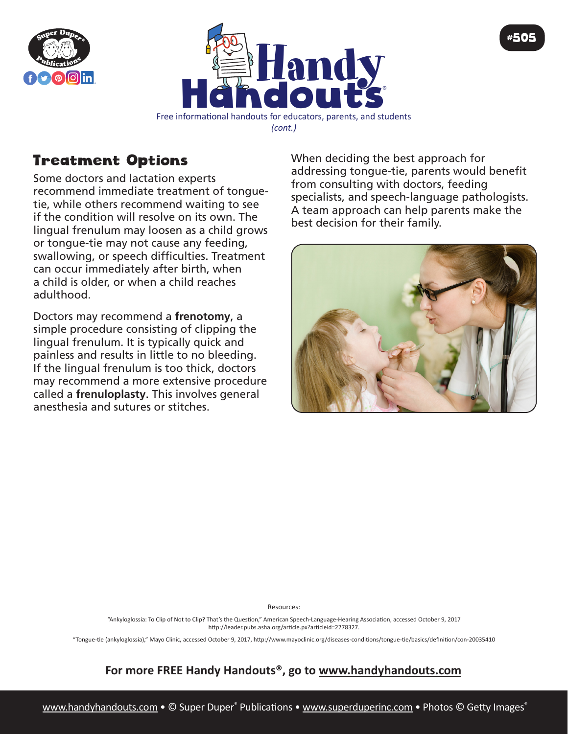(cont.)

## Treatment Options

Some doctors and lactation experts recommend immediate treatment of tongue-tie, while others recommend waiting to see if the condition will resolve on its own. The lingual frenulum may loosen as a child grows or tongue-tie may not cause any feeding, swallowing, or speech difficulties. Treatment can occur immediately after birth, when a child is older, or when a child reaches adulthood.

Doctors may recommend a **frenotomy**, a simple procedure consisting of clipping the lingual frenulum. It is typically quick and painless and results in little to no bleeding. If the lingual frenulum is too thick, doctors may recommend a more extensive procedure called a **frenuloplasty**. This involves general anesthesia and sutures or stitches.

When deciding the best approach for addressing tongue-tie, parents would benefit from consulting with doctors, feeding specialists, and speech-language pathologists. A team approach can help parents make the best decision for their family.

Resources:

"Ankyloglossia: To Clip of Not to Clip? That's the Question," American Speech-Language-Hearing Association, accessed October 9, 2017 http://leader.pubs.asha.org/article.px?articleid=2278327.

"Tongue-tie (ankyloglossia)," Mayo Clinic, accessed October 9, 2017, http://www.mayoclinic.org/diseases-conditions/tongue-tie/basics/definition/con-20035410

**For more FREE Handy Handouts®, go to www.handyhandouts.com**